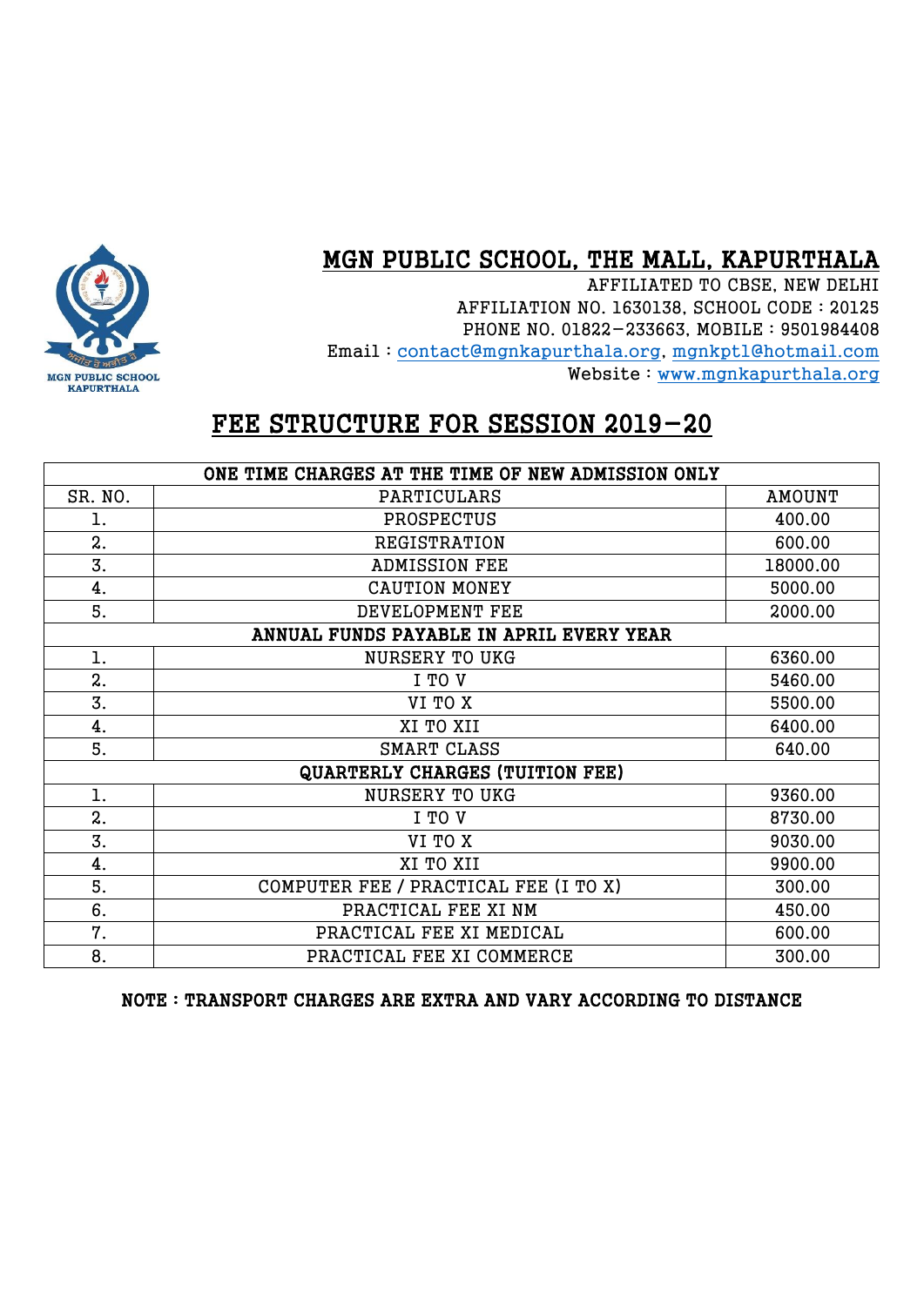# MGN PUBLIC SCHOOL, THE MALL, KAPURTHALA

AFFILIATED TO CBSE, NEW DELHI
AFFILIATION NO. 1630138, SCHOOL CODE : 20125
PHONE NO. 01822-233663, MOBILE : 9501984408
Email : contact@mgnkapurthala.org, mgnkptl@hotmail.com
Website : www.mgnkapurthala.org

## FEE STRUCTURE FOR SESSION 2019-20

| SR. NO. | PARTICULARS | AMOUNT |
|---|---|---|
| **ONE TIME CHARGES AT THE TIME OF NEW ADMISSION ONLY** | | |
| 1. | PROSPECTUS | 400.00 |
| 2. | REGISTRATION | 600.00 |
| 3. | ADMISSION FEE | 18000.00 |
| 4. | CAUTION MONEY | 5000.00 |
| 5. | DEVELOPMENT FEE | 2000.00 |
| **ANNUAL FUNDS PAYABLE IN APRIL EVERY YEAR** | | |
| 1. | NURSERY TO UKG | 6360.00 |
| 2. | I TO V | 5460.00 |
| 3. | VI TO X | 5500.00 |
| 4. | XI TO XII | 6400.00 |
| 5. | SMART CLASS | 640.00 |
| **QUARTERLY CHARGES (TUITION FEE)** | | |
| 1. | NURSERY TO UKG | 9360.00 |
| 2. | I TO V | 8730.00 |
| 3. | VI TO X | 9030.00 |
| 4. | XI TO XII | 9900.00 |
| 5. | COMPUTER FEE / PRACTICAL FEE (I TO X) | 300.00 |
| 6. | PRACTICAL FEE XI NM | 450.00 |
| 7. | PRACTICAL FEE XI MEDICAL | 600.00 |
| 8. | PRACTICAL FEE XI COMMERCE | 300.00 |

**NOTE : TRANSPORT CHARGES ARE EXTRA AND VARY ACCORDING TO DISTANCE**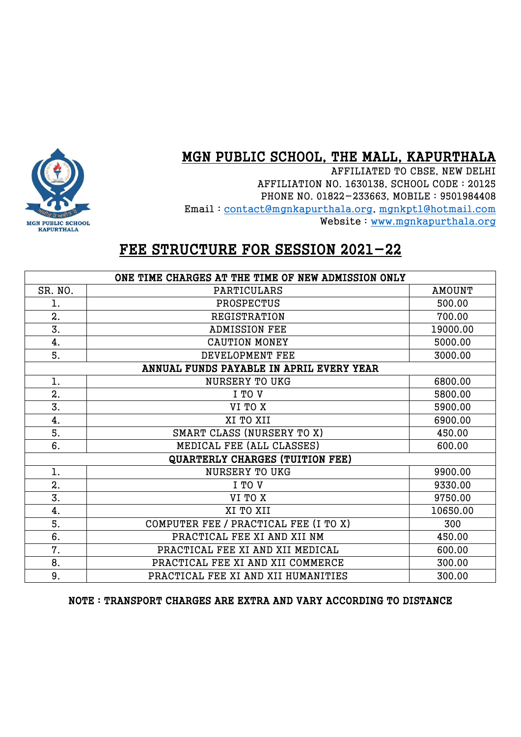# MGN PUBLIC SCHOOL, THE MALL, KAPURTHALA

AFFILIATED TO CBSE, NEW DELHI
AFFILIATION NO. 1630138, SCHOOL CODE : 20125
PHONE NO. 01822-233663, MOBILE : 9501984408
Email : contact@mgnkapurthala.org, mgnkptl@hotmail.com
Website : www.mgnkapurthala.org

## FEE STRUCTURE FOR SESSION 2021-22

| SR. NO. | PARTICULARS | AMOUNT |
|---|---|---|
| **ONE TIME CHARGES AT THE TIME OF NEW ADMISSION ONLY** | | |
| 1. | PROSPECTUS | 500.00 |
| 2. | REGISTRATION | 700.00 |
| 3. | ADMISSION FEE | 19000.00 |
| 4. | CAUTION MONEY | 5000.00 |
| 5. | DEVELOPMENT FEE | 3000.00 |
| **ANNUAL FUNDS PAYABLE IN APRIL EVERY YEAR** | | |
| 1. | NURSERY TO UKG | 6800.00 |
| 2. | I TO V | 5800.00 |
| 3. | VI TO X | 5900.00 |
| 4. | XI TO XII | 6900.00 |
| 5. | SMART CLASS (NURSERY TO X) | 450.00 |
| 6. | MEDICAL FEE (ALL CLASSES) | 600.00 |
| **QUARTERLY CHARGES (TUITION FEE)** | | |
| 1. | NURSERY TO UKG | 9900.00 |
| 2. | I TO V | 9330.00 |
| 3. | VI TO X | 9750.00 |
| 4. | XI TO XII | 10650.00 |
| 5. | COMPUTER FEE / PRACTICAL FEE (I TO X) | 300 |
| 6. | PRACTICAL FEE XI AND XII NM | 450.00 |
| 7. | PRACTICAL FEE XI AND XII MEDICAL | 600.00 |
| 8. | PRACTICAL FEE XI AND XII COMMERCE | 300.00 |
| 9. | PRACTICAL FEE XI AND XII HUMANITIES | 300.00 |

**NOTE : TRANSPORT CHARGES ARE EXTRA AND VARY ACCORDING TO DISTANCE**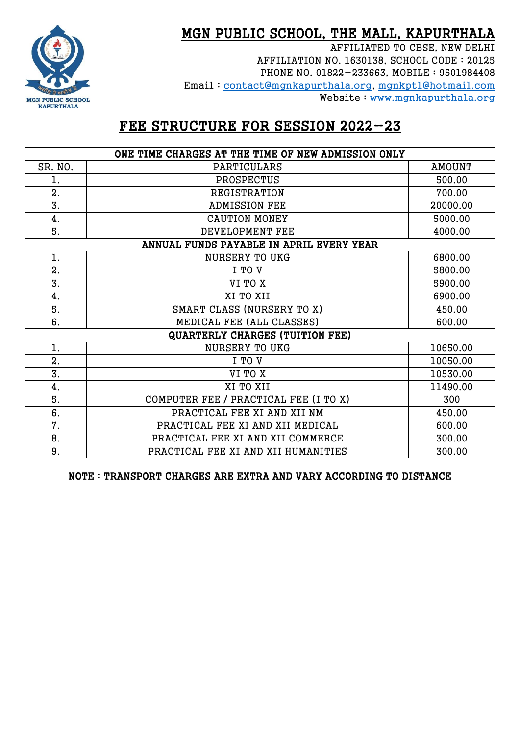# MGN PUBLIC SCHOOL, THE MALL, KAPURTHALA

AFFILIATED TO CBSE, NEW DELHI

AFFILIATION NO. 1630138, SCHOOL CODE : 20125

PHONE NO. 01822-233663, MOBILE : 9501984408

Email : contact@mgnkapurthala.org, mgnkpt1@hotmail.com

Website : www.mgnkapurthala.org

## FEE STRUCTURE FOR SESSION 2022-23

| ONE TIME CHARGES AT THE TIME OF NEW ADMISSION ONLY | | |
|---|---|---|
| SR. NO. | PARTICULARS | AMOUNT |
| 1. | PROSPECTUS | 500.00 |
| 2. | REGISTRATION | 700.00 |
| 3. | ADMISSION FEE | 20000.00 |
| 4. | CAUTION MONEY | 5000.00 |
| 5. | DEVELOPMENT FEE | 4000.00 |
| **ANNUAL FUNDS PAYABLE IN APRIL EVERY YEAR** | | |
| 1. | NURSERY TO UKG | 6800.00 |
| 2. | I TO V | 5800.00 |
| 3. | VI TO X | 5900.00 |
| 4. | XI TO XII | 6900.00 |
| 5. | SMART CLASS (NURSERY TO X) | 450.00 |
| 6. | MEDICAL FEE (ALL CLASSES) | 600.00 |
| **QUARTERLY CHARGES (TUITION FEE)** | | |
| 1. | NURSERY TO UKG | 10650.00 |
| 2. | I TO V | 10050.00 |
| 3. | VI TO X | 10530.00 |
| 4. | XI TO XII | 11490.00 |
| 5. | COMPUTER FEE / PRACTICAL FEE (I TO X) | 300 |
| 6. | PRACTICAL FEE XI AND XII NM | 450.00 |
| 7. | PRACTICAL FEE XI AND XII MEDICAL | 600.00 |
| 8. | PRACTICAL FEE XI AND XII COMMERCE | 300.00 |
| 9. | PRACTICAL FEE XI AND XII HUMANITIES | 300.00 |

**NOTE : TRANSPORT CHARGES ARE EXTRA AND VARY ACCORDING TO DISTANCE**